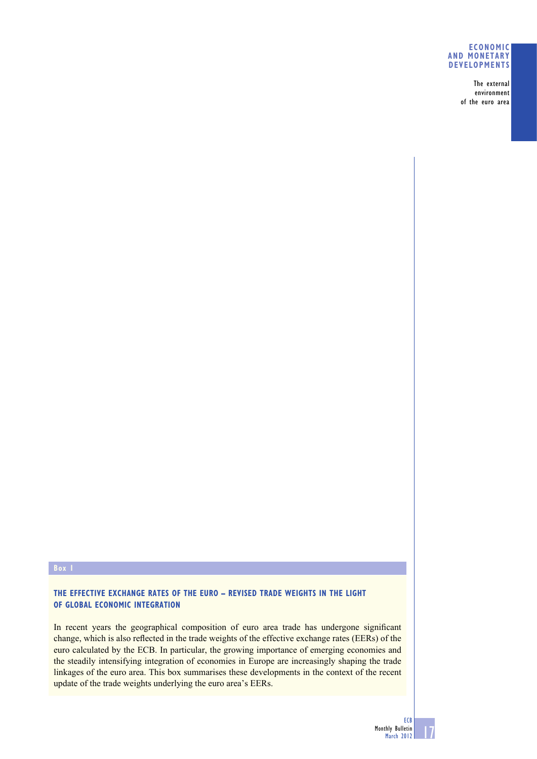## Box 1

### THE EFFECTIVE EXCHANGE RATES OF THE EURO – REVISED TRADE WEIGHTS IN THE LIGHT OF GLOBAL ECONOMIC INTEGRATION

In recent years the geographical composition of euro area trade has undergone significant change, which is also reflected in the trade weights of the effective exchange rates (EERs) of the euro calculated by the ECB. In particular, the growing importance of emerging economies and the steadily intensifying integration of economies in Europe are increasingly shaping the trade linkages of the euro area. This box summarises these developments in the context of the recent update of the trade weights underlying the euro area's EERs.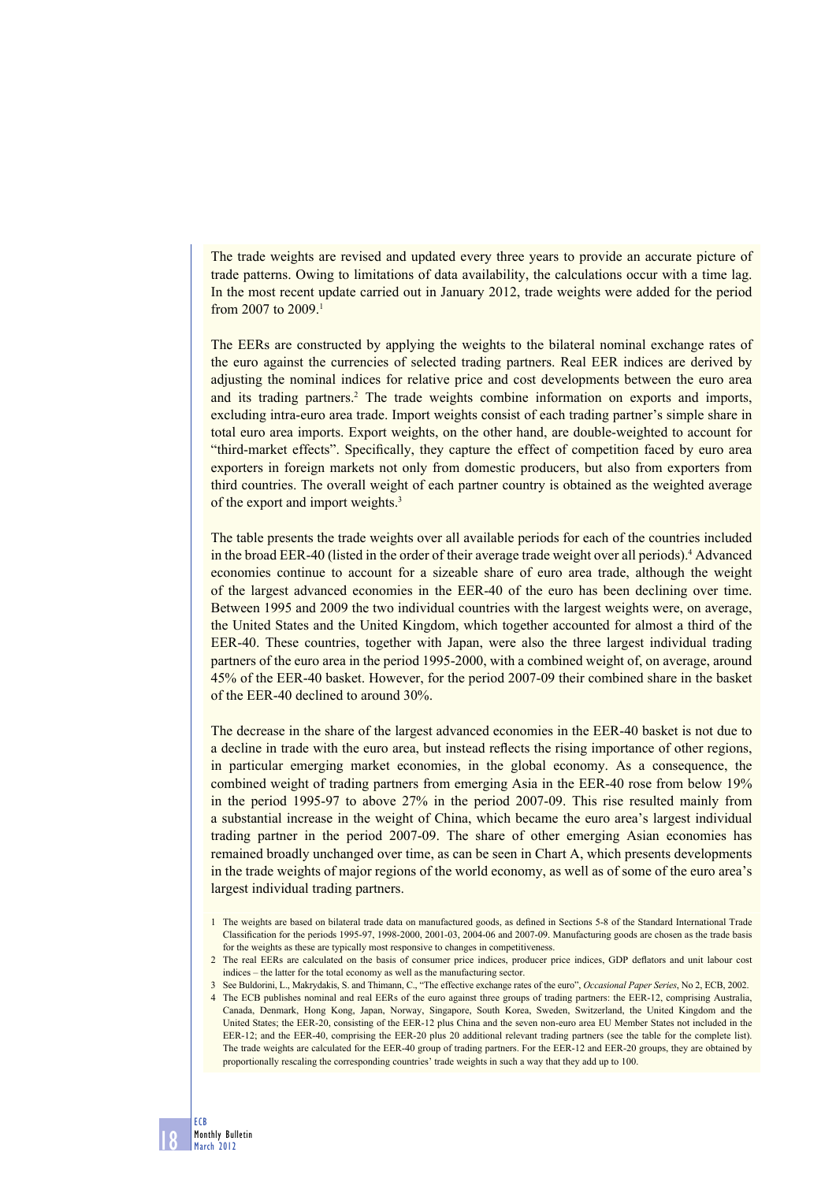The trade weights are revised and updated every three years to provide an accurate picture of trade patterns. Owing to limitations of data availability, the calculations occur with a time lag. In the most recent update carried out in January 2012, trade weights were added for the period from 2007 to 2009.[1]

The EERs are constructed by applying the weights to the bilateral nominal exchange rates of the euro against the currencies of selected trading partners. Real EER indices are derived by adjusting the nominal indices for relative price and cost developments between the euro area and its trading partners.[2] The trade weights combine information on exports and imports, excluding intra-euro area trade. Import weights consist of each trading partner's simple share in total euro area imports. Export weights, on the other hand, are double-weighted to account for "third-market effects". Specifically, they capture the effect of competition faced by euro area exporters in foreign markets not only from domestic producers, but also from exporters from third countries. The overall weight of each partner country is obtained as the weighted average of the export and import weights.[3]

The table presents the trade weights over all available periods for each of the countries included in the broad EER-40 (listed in the order of their average trade weight over all periods).[4] Advanced economies continue to account for a sizeable share of euro area trade, although the weight of the largest advanced economies in the EER-40 of the euro has been declining over time. Between 1995 and 2009 the two individual countries with the largest weights were, on average, the United States and the United Kingdom, which together accounted for almost a third of the EER-40. These countries, together with Japan, were also the three largest individual trading partners of the euro area in the period 1995-2000, with a combined weight of, on average, around 45% of the EER-40 basket. However, for the period 2007-09 their combined share in the basket of the EER-40 declined to around 30%.

The decrease in the share of the largest advanced economies in the EER-40 basket is not due to a decline in trade with the euro area, but instead reflects the rising importance of other regions, in particular emerging market economies, in the global economy. As a consequence, the combined weight of trading partners from emerging Asia in the EER-40 rose from below 19% in the period 1995-97 to above 27% in the period 2007-09. This rise resulted mainly from a substantial increase in the weight of China, which became the euro area's largest individual trading partner in the period 2007-09. The share of other emerging Asian economies has remained broadly unchanged over time, as can be seen in Chart A, which presents developments in the trade weights of major regions of the world economy, as well as of some of the euro area's largest individual trading partners.

1 The weights are based on bilateral trade data on manufactured goods, as defined in Sections 5-8 of the Standard International Trade Classification for the periods 1995-97, 1998-2000, 2001-03, 2004-06 and 2007-09. Manufacturing goods are chosen as the trade basis for the weights as these are typically most responsive to changes in competitiveness.

2 The real EERs are calculated on the basis of consumer price indices, producer price indices, GDP deflators and unit labour cost indices – the latter for the total economy as well as the manufacturing sector.

3 See Buldorini, L., Makrydakis, S. and Thimann, C., "The effective exchange rates of the euro", *Occasional Paper Series*, No 2, ECB, 2002.

4 The ECB publishes nominal and real EERs of the euro against three groups of trading partners: the EER-12, comprising Australia, Canada, Denmark, Hong Kong, Japan, Norway, Singapore, South Korea, Sweden, Switzerland, the United Kingdom and the United States; the EER-20, consisting of the EER-12 plus China and the seven non-euro area EU Member States not included in the EER-12; and the EER-40, comprising the EER-20 plus 20 additional relevant trading partners (see the table for the complete list). The trade weights are calculated for the EER-40 group of trading partners. For the EER-12 and EER-20 groups, they are obtained by proportionally rescaling the corresponding countries' trade weights in such a way that they add up to 100.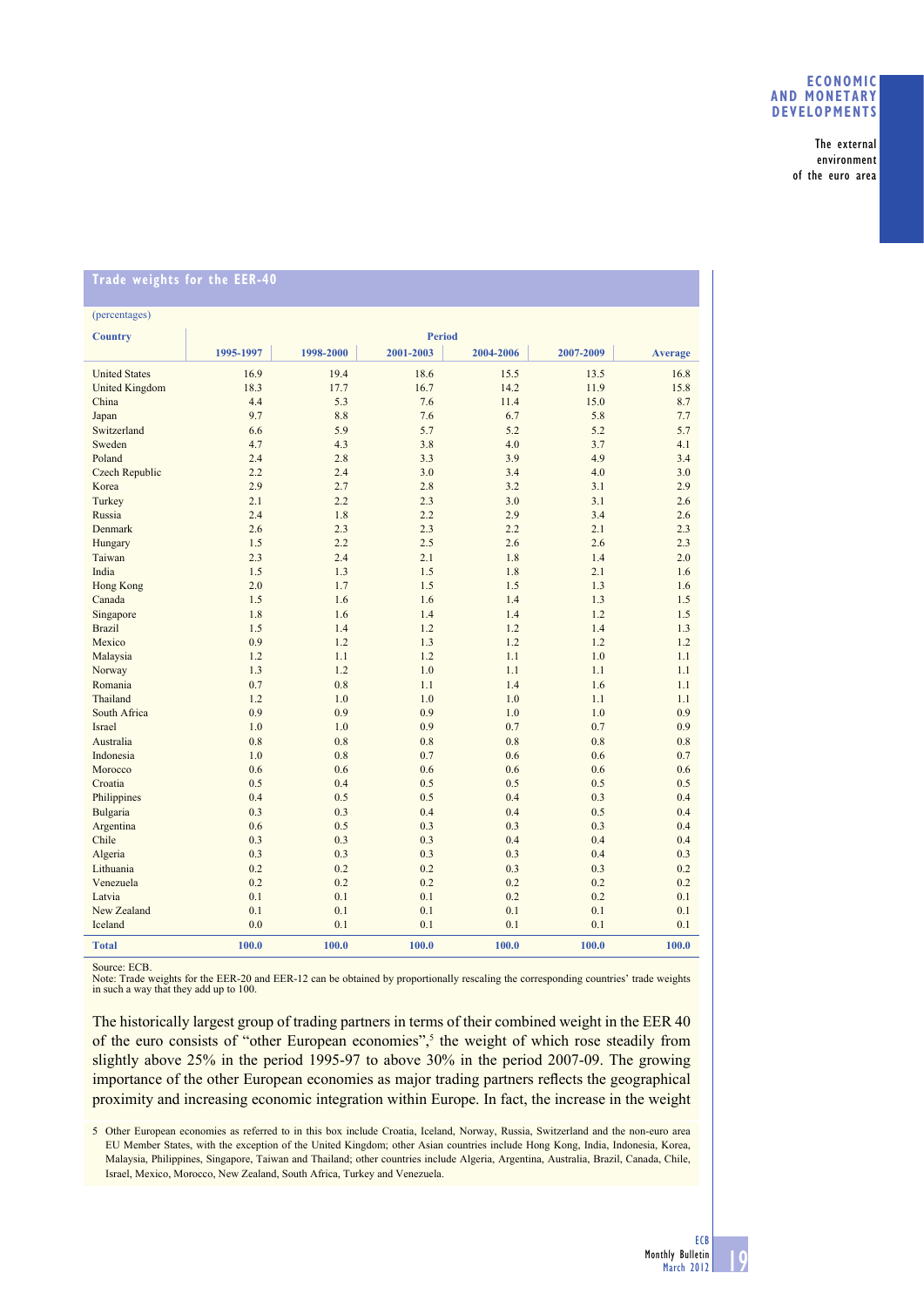## Trade weights for the EER-40

(percentages)

| Country | Period | | | | | |
|---|---|---|---|---|---|---|
| | 1995-1997 | 1998-2000 | 2001-2003 | 2004-2006 | 2007-2009 | Average |
| United States | 16.9 | 19.4 | 18.6 | 15.5 | 13.5 | 16.8 |
| United Kingdom | 18.3 | 17.7 | 16.7 | 14.2 | 11.9 | 15.8 |
| China | 4.4 | 5.3 | 7.6 | 11.4 | 15.0 | 8.7 |
| Japan | 9.7 | 8.8 | 7.6 | 6.7 | 5.8 | 7.7 |
| Switzerland | 6.6 | 5.9 | 5.7 | 5.2 | 5.2 | 5.7 |
| Sweden | 4.7 | 4.3 | 3.8 | 4.0 | 3.7 | 4.1 |
| Poland | 2.4 | 2.8 | 3.3 | 3.9 | 4.9 | 3.4 |
| Czech Republic | 2.2 | 2.4 | 3.0 | 3.4 | 4.0 | 3.0 |
| Korea | 2.9 | 2.7 | 2.8 | 3.2 | 3.1 | 2.9 |
| Turkey | 2.1 | 2.2 | 2.3 | 3.0 | 3.1 | 2.6 |
| Russia | 2.4 | 1.8 | 2.2 | 2.9 | 3.4 | 2.6 |
| Denmark | 2.6 | 2.3 | 2.3 | 2.2 | 2.1 | 2.3 |
| Hungary | 1.5 | 2.2 | 2.5 | 2.6 | 2.6 | 2.3 |
| Taiwan | 2.3 | 2.4 | 2.1 | 1.8 | 1.4 | 2.0 |
| India | 1.5 | 1.3 | 1.5 | 1.8 | 2.1 | 1.6 |
| Hong Kong | 2.0 | 1.7 | 1.5 | 1.5 | 1.3 | 1.6 |
| Canada | 1.5 | 1.6 | 1.6 | 1.4 | 1.3 | 1.5 |
| Singapore | 1.8 | 1.6 | 1.4 | 1.4 | 1.2 | 1.5 |
| Brazil | 1.5 | 1.4 | 1.2 | 1.2 | 1.4 | 1.3 |
| Mexico | 0.9 | 1.2 | 1.3 | 1.2 | 1.2 | 1.2 |
| Malaysia | 1.2 | 1.1 | 1.2 | 1.1 | 1.0 | 1.1 |
| Norway | 1.3 | 1.2 | 1.0 | 1.1 | 1.1 | 1.1 |
| Romania | 0.7 | 0.8 | 1.1 | 1.4 | 1.6 | 1.1 |
| Thailand | 1.2 | 1.0 | 1.0 | 1.0 | 1.1 | 1.1 |
| South Africa | 0.9 | 0.9 | 0.9 | 1.0 | 1.0 | 0.9 |
| Israel | 1.0 | 1.0 | 0.9 | 0.7 | 0.7 | 0.9 |
| Australia | 0.8 | 0.8 | 0.8 | 0.8 | 0.8 | 0.8 |
| Indonesia | 1.0 | 0.8 | 0.7 | 0.6 | 0.6 | 0.7 |
| Morocco | 0.6 | 0.6 | 0.6 | 0.6 | 0.6 | 0.6 |
| Croatia | 0.5 | 0.4 | 0.5 | 0.5 | 0.5 | 0.5 |
| Philippines | 0.4 | 0.5 | 0.5 | 0.4 | 0.3 | 0.4 |
| Bulgaria | 0.3 | 0.3 | 0.4 | 0.4 | 0.5 | 0.4 |
| Argentina | 0.6 | 0.5 | 0.3 | 0.3 | 0.3 | 0.4 |
| Chile | 0.3 | 0.3 | 0.3 | 0.4 | 0.4 | 0.4 |
| Algeria | 0.3 | 0.3 | 0.3 | 0.3 | 0.4 | 0.3 |
| Lithuania | 0.2 | 0.2 | 0.2 | 0.3 | 0.3 | 0.2 |
| Venezuela | 0.2 | 0.2 | 0.2 | 0.2 | 0.2 | 0.2 |
| Latvia | 0.1 | 0.1 | 0.1 | 0.2 | 0.2 | 0.1 |
| New Zealand | 0.1 | 0.1 | 0.1 | 0.1 | 0.1 | 0.1 |
| Iceland | 0.0 | 0.1 | 0.1 | 0.1 | 0.1 | 0.1 |
| **Total** | **100.0** | **100.0** | **100.0** | **100.0** | **100.0** | **100.0** |

Source: ECB.
Note: Trade weights for the EER-20 and EER-12 can be obtained by proportionally rescaling the corresponding countries' trade weights in such a way that they add up to 100.

The historically largest group of trading partners in terms of their combined weight in the EER 40 of the euro consists of "other European economies",[5] the weight of which rose steadily from slightly above 25% in the period 1995-97 to above 30% in the period 2007-09. The growing importance of the other European economies as major trading partners reflects the geographical proximity and increasing economic integration within Europe. In fact, the increase in the weight

5 Other European economies as referred to in this box include Croatia, Iceland, Norway, Russia, Switzerland and the non-euro area EU Member States, with the exception of the United Kingdom; other Asian countries include Hong Kong, India, Indonesia, Korea, Malaysia, Philippines, Singapore, Taiwan and Thailand; other countries include Algeria, Argentina, Australia, Brazil, Canada, Chile, Israel, Mexico, Morocco, New Zealand, South Africa, Turkey and Venezuela.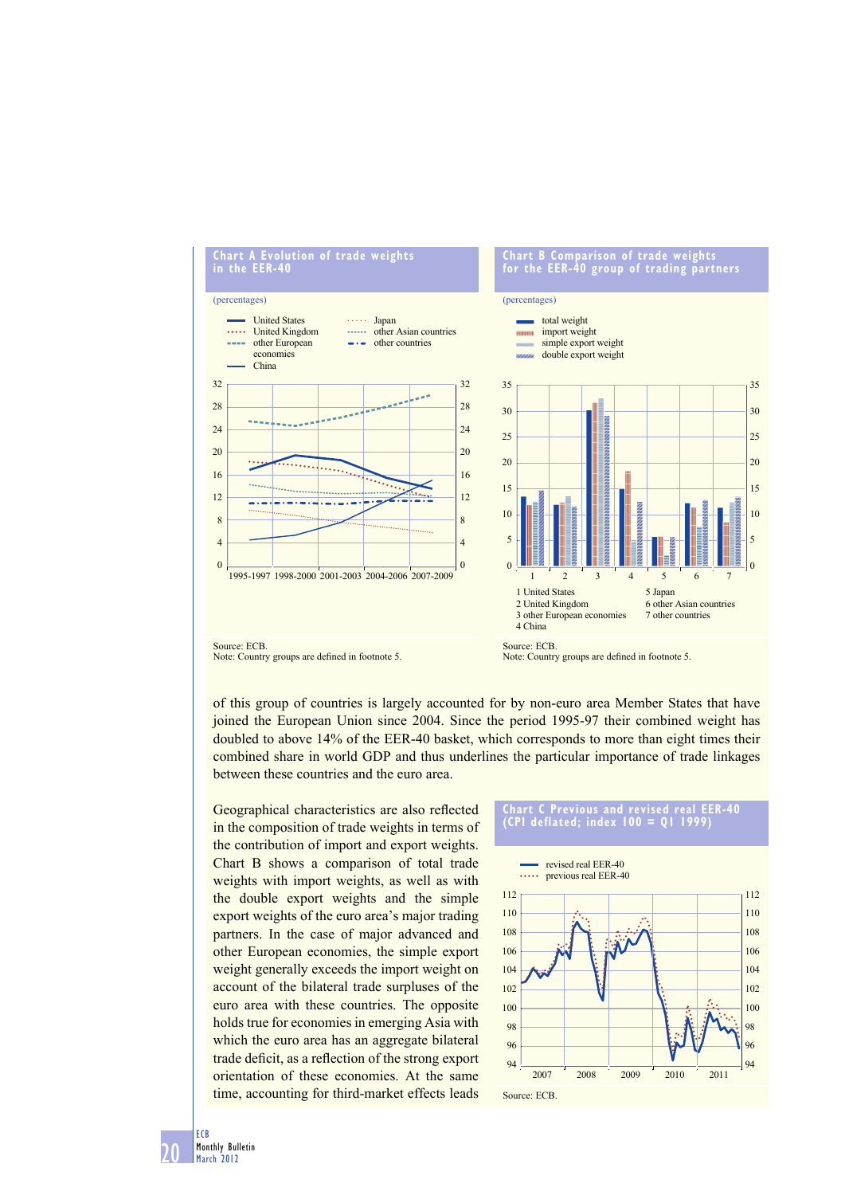**Chart A Evolution of trade weights in the EER-40**

(percentages)

- United States
- United Kingdom
- other European economies
- China
- Japan
- other Asian countries
- other countries

Source: ECB.
Note: Country groups are defined in footnote 5.

**Chart B Comparison of trade weights for the EER-40 group of trading partners**

(percentages)

- total weight
- import weight
- simple export weight
- double export weight

1 United States
2 United Kingdom
3 other European economies
4 China
5 Japan
6 other Asian countries
7 other countries

Source: ECB.
Note: Country groups are defined in footnote 5.

of this group of countries is largely accounted for by non-euro area Member States that have joined the European Union since 2004. Since the period 1995-97 their combined weight has doubled to above 14% of the EER-40 basket, which corresponds to more than eight times their combined share in world GDP and thus underlines the particular importance of trade linkages between these countries and the euro area.

Geographical characteristics are also reflected in the composition of trade weights in terms of the contribution of import and export weights. Chart B shows a comparison of total trade weights with import weights, as well as with the double export weights and the simple export weights of the euro area's major trading partners. In the case of major advanced and other European economies, the simple export weight generally exceeds the import weight on account of the bilateral trade surpluses of the euro area with these countries. The opposite holds true for economies in emerging Asia with which the euro area has an aggregate bilateral trade deficit, as a reflection of the strong export orientation of these economies. At the same time, accounting for third-market effects leads

**Chart C Previous and revised real EER-40 (CPI deflated; index 100 = Q1 1999)**

- revised real EER-40
- previous real EER-40

Source: ECB.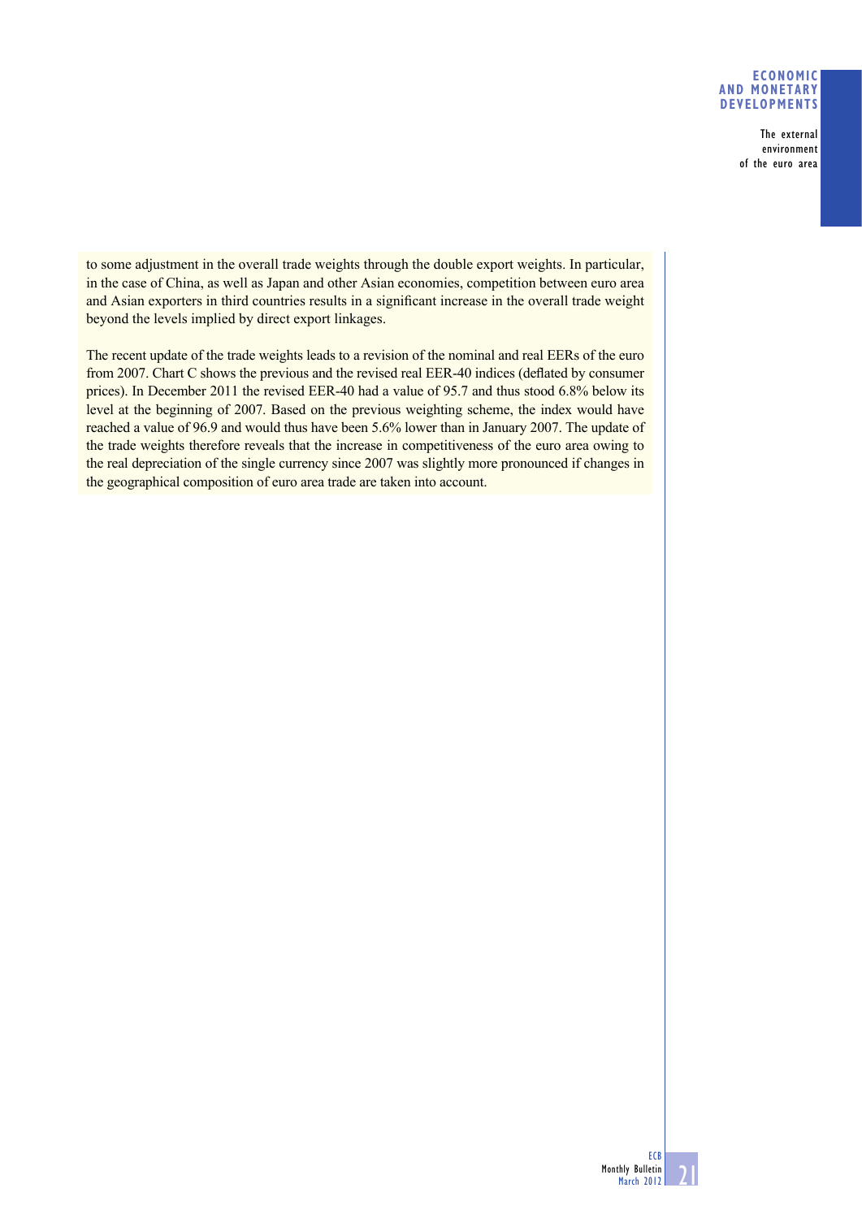to some adjustment in the overall trade weights through the double export weights. In particular, in the case of China, as well as Japan and other Asian economies, competition between euro area and Asian exporters in third countries results in a significant increase in the overall trade weight beyond the levels implied by direct export linkages.

The recent update of the trade weights leads to a revision of the nominal and real EERs of the euro from 2007. Chart C shows the previous and the revised real EER-40 indices (deflated by consumer prices). In December 2011 the revised EER-40 had a value of 95.7 and thus stood 6.8% below its level at the beginning of 2007. Based on the previous weighting scheme, the index would have reached a value of 96.9 and would thus have been 5.6% lower than in January 2007. The update of the trade weights therefore reveals that the increase in competitiveness of the euro area owing to the real depreciation of the single currency since 2007 was slightly more pronounced if changes in the geographical composition of euro area trade are taken into account.